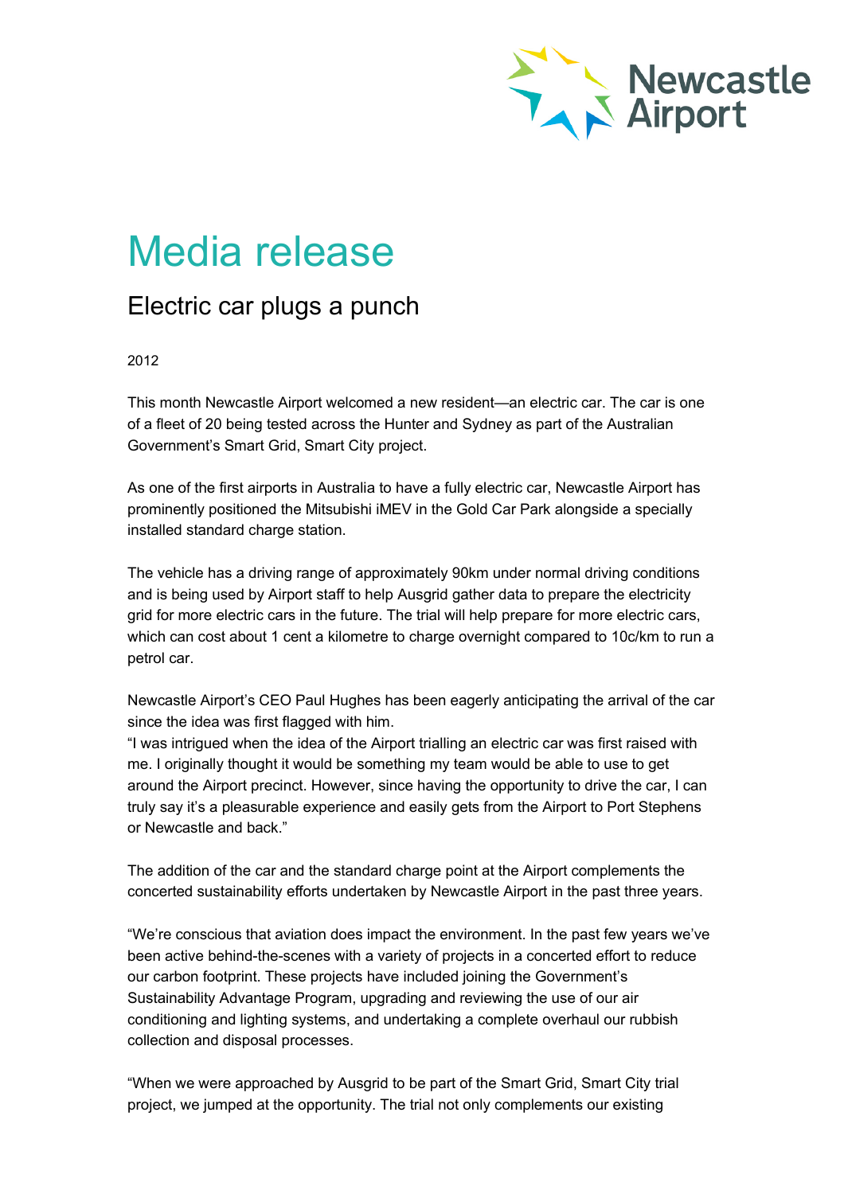# Media release

## Electric car plugs a punch

2012

This month Newcastle Airport welcomed a new resident—an electric car. The car is one of a fleet of 20 being tested across the Hunter and Sydney as part of the Australian Government's Smart Grid, Smart City project.

As one of the first airports in Australia to have a fully electric car, Newcastle Airport has prominently positioned the Mitsubishi iMEV in the Gold Car Park alongside a specially installed standard charge station.

The vehicle has a driving range of approximately 90km under normal driving conditions and is being used by Airport staff to help Ausgrid gather data to prepare the electricity grid for more electric cars in the future. The trial will help prepare for more electric cars, which can cost about 1 cent a kilometre to charge overnight compared to 10c/km to run a petrol car.

Newcastle Airport's CEO Paul Hughes has been eagerly anticipating the arrival of the car since the idea was first flagged with him.
"I was intrigued when the idea of the Airport trialling an electric car was first raised with me. I originally thought it would be something my team would be able to use to get around the Airport precinct. However, since having the opportunity to drive the car, I can truly say it's a pleasurable experience and easily gets from the Airport to Port Stephens or Newcastle and back."

The addition of the car and the standard charge point at the Airport complements the concerted sustainability efforts undertaken by Newcastle Airport in the past three years.

"We're conscious that aviation does impact the environment. In the past few years we've been active behind-the-scenes with a variety of projects in a concerted effort to reduce our carbon footprint. These projects have included joining the Government's Sustainability Advantage Program, upgrading and reviewing the use of our air conditioning and lighting systems, and undertaking a complete overhaul our rubbish collection and disposal processes.

"When we were approached by Ausgrid to be part of the Smart Grid, Smart City trial project, we jumped at the opportunity. The trial not only complements our existing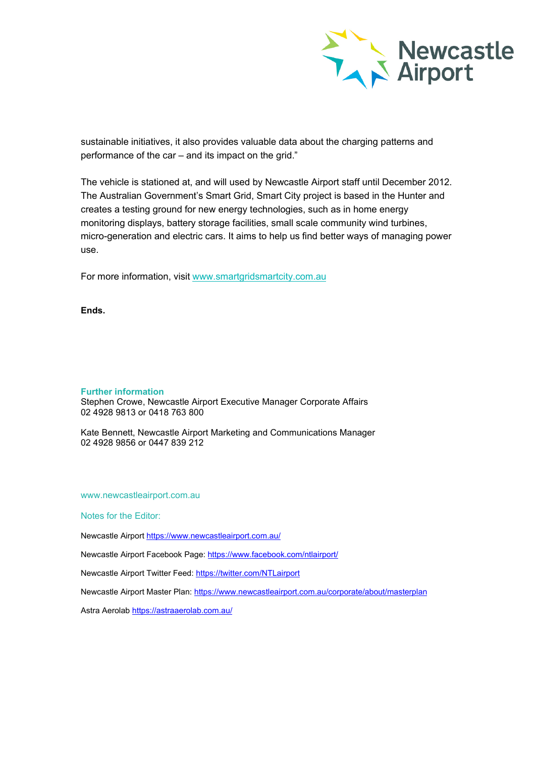sustainable initiatives, it also provides valuable data about the charging patterns and performance of the car – and its impact on the grid."

The vehicle is stationed at, and will used by Newcastle Airport staff until December 2012. The Australian Government's Smart Grid, Smart City project is based in the Hunter and creates a testing ground for new energy technologies, such as in home energy monitoring displays, battery storage facilities, small scale community wind turbines, micro-generation and electric cars. It aims to help us find better ways of managing power use.

For more information, visit www.smartgridsmartcity.com.au

**Ends.**

**Further information**
Stephen Crowe, Newcastle Airport Executive Manager Corporate Affairs
02 4928 9813 or 0418 763 800

Kate Bennett, Newcastle Airport Marketing and Communications Manager
02 4928 9856 or 0447 839 212

www.newcastleairport.com.au

Notes for the Editor:

Newcastle Airport https://www.newcastleairport.com.au/

Newcastle Airport Facebook Page: https://www.facebook.com/ntlairport/

Newcastle Airport Twitter Feed: https://twitter.com/NTLairport

Newcastle Airport Master Plan: https://www.newcastleairport.com.au/corporate/about/masterplan

Astra Aerolab https://astraaerolab.com.au/